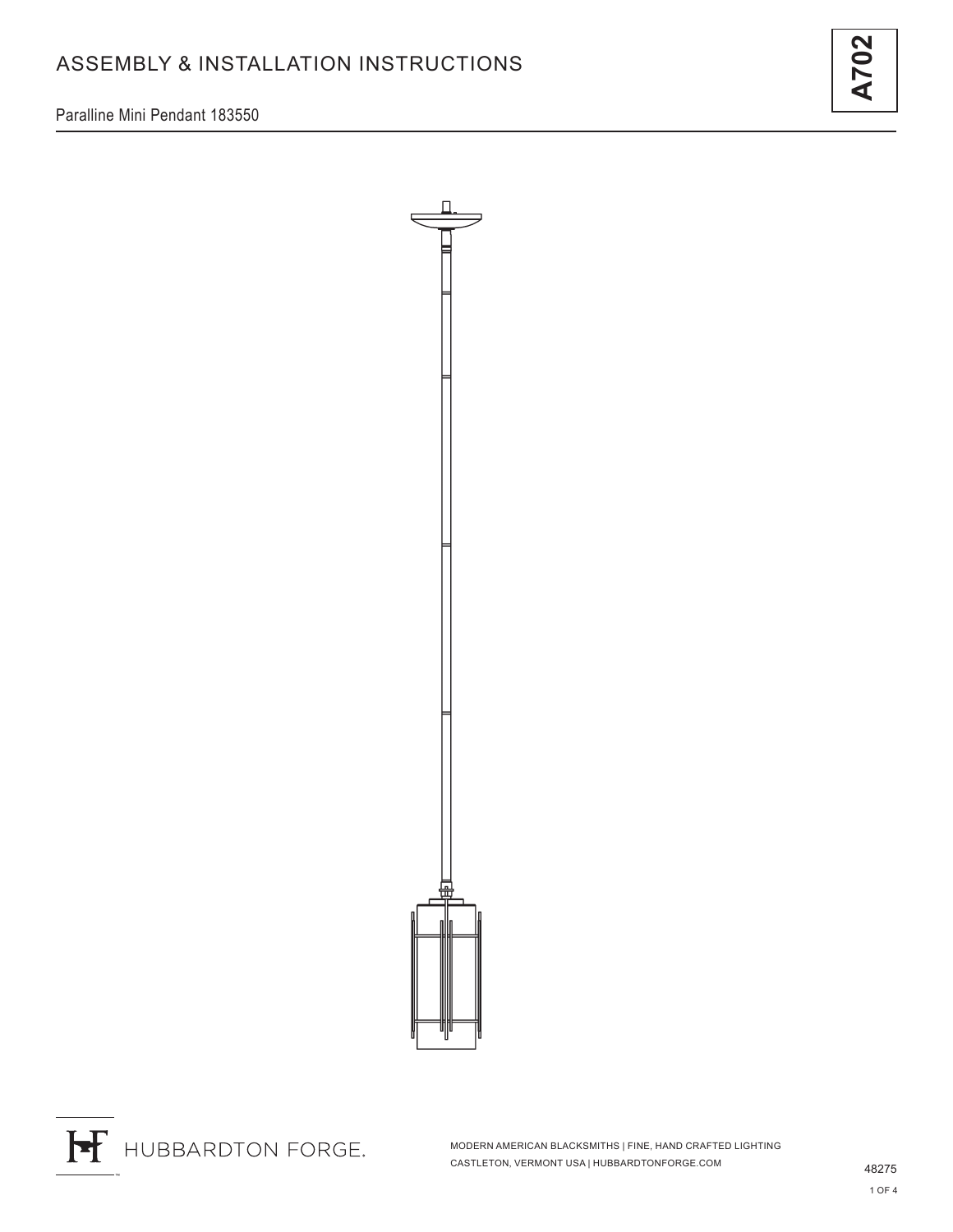# ASSEMBLY & INSTALLATION INSTRUCTIONS

**A702**

Paralline Mini Pendant 183550

HUBBARDTON FORGE.

MODERN AMERICAN BLACKSMITHS | FINE, HAND CRAFTED LIGHTING
CASTLETON, VERMONT USA | HUBBARDTONFORGE.COM

48275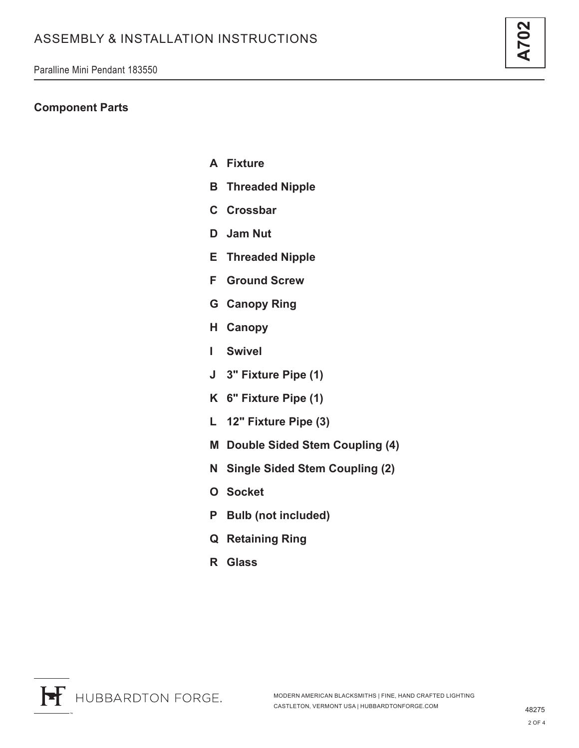## Component Parts

- **A Fixture**
- **B Threaded Nipple**
- **C Crossbar**
- **D Jam Nut**
- **E Threaded Nipple**
- **F Ground Screw**
- **G Canopy Ring**
- **H Canopy**
- **I Swivel**
- **J 3" Fixture Pipe (1)**
- **K 6" Fixture Pipe (1)**
- **L 12" Fixture Pipe (3)**
- **M Double Sided Stem Coupling (4)**
- **N Single Sided Stem Coupling (2)**
- **O Socket**
- **P Bulb (not included)**
- **Q Retaining Ring**
- **R Glass**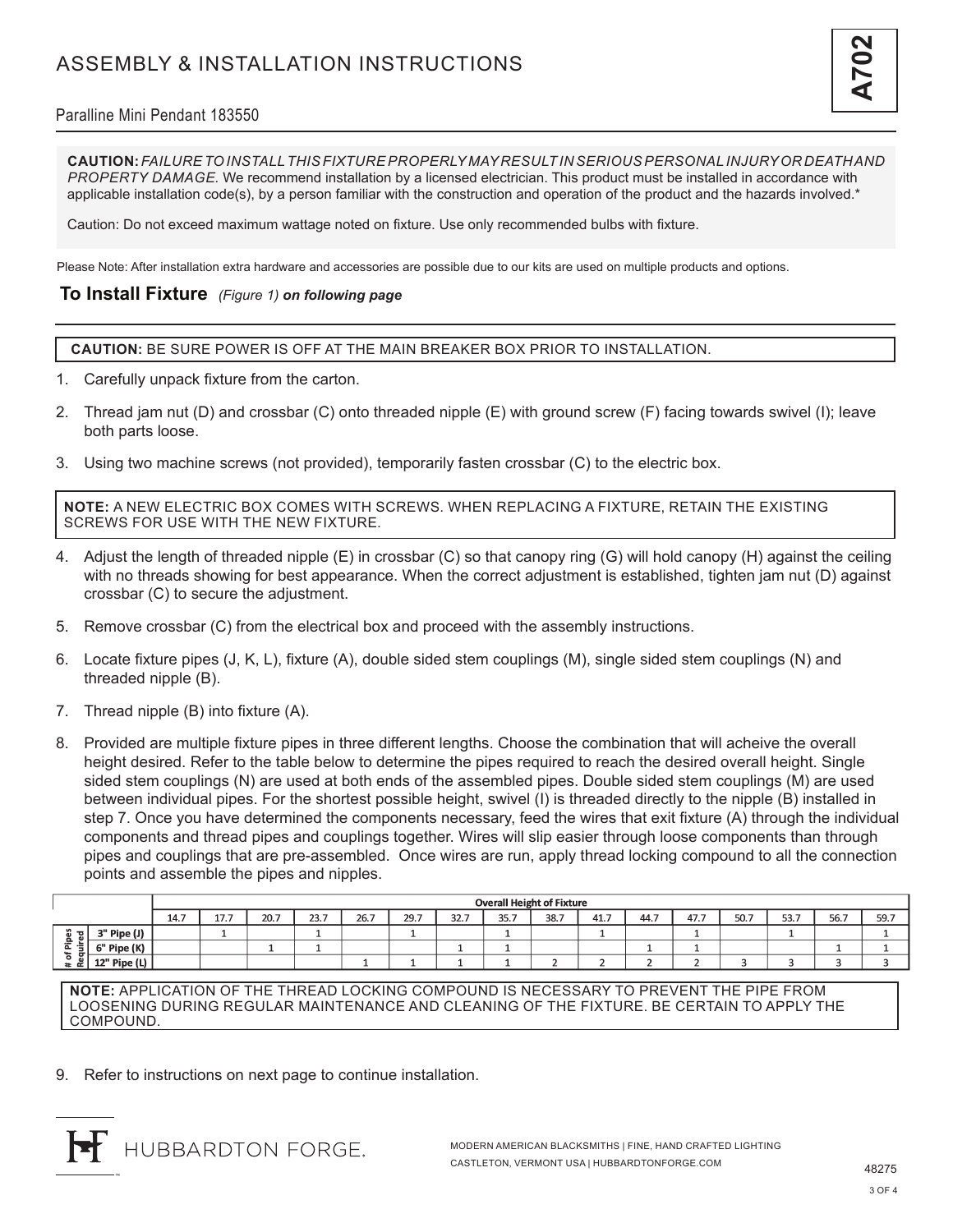# ASSEMBLY & INSTALLATION INSTRUCTIONS

**A702**

Paralline Mini Pendant 183550

**CAUTION:** *FAILURE TO INSTALL THIS FIXTURE PROPERLY MAY RESULT IN SERIOUS PERSONAL INJURY OR DEATH AND PROPERTY DAMAGE.* We recommend installation by a licensed electrician. This product must be installed in accordance with applicable installation code(s), by a person familiar with the construction and operation of the product and the hazards involved.*

Caution: Do not exceed maximum wattage noted on fixture. Use only recommended bulbs with fixture.

Please Note: After installation extra hardware and accessories are possible due to our kits are used on multiple products and options.

## To Install Fixture *(Figure 1)* ***on following page***

**CAUTION:** BE SURE POWER IS OFF AT THE MAIN BREAKER BOX PRIOR TO INSTALLATION.

1. Carefully unpack fixture from the carton.
2. Thread jam nut (D) and crossbar (C) onto threaded nipple (E) with ground screw (F) facing towards swivel (I); leave both parts loose.
3. Using two machine screws (not provided), temporarily fasten crossbar (C) to the electric box.

**NOTE:** A NEW ELECTRIC BOX COMES WITH SCREWS. WHEN REPLACING A FIXTURE, RETAIN THE EXISTING SCREWS FOR USE WITH THE NEW FIXTURE.

4. Adjust the length of threaded nipple (E) in crossbar (C) so that canopy ring (G) will hold canopy (H) against the ceiling with no threads showing for best appearance. When the correct adjustment is established, tighten jam nut (D) against crossbar (C) to secure the adjustment.
5. Remove crossbar (C) from the electrical box and proceed with the assembly instructions.
6. Locate fixture pipes (J, K, L), fixture (A), double sided stem couplings (M), single sided stem couplings (N) and threaded nipple (B).
7. Thread nipple (B) into fixture (A).
8. Provided are multiple fixture pipes in three different lengths. Choose the combination that will acheive the overall height desired. Refer to the table below to determine the pipes required to reach the desired overall height. Single sided stem couplings (N) are used at both ends of the assembled pipes. Double sided stem couplings (M) are used between individual pipes. For the shortest possible height, swivel (I) is threaded directly to the nipple (B) installed in step 7. Once you have determined the components necessary, feed the wires that exit fixture (A) through the individual components and thread pipes and couplings together. Wires will slip easier through loose components than through pipes and couplings that are pre-assembled. Once wires are run, apply thread locking compound to all the connection points and assemble the pipes and nipples.

| | | Overall Height of Fixture | | | | | | | | | | | | | | | |
|---|---|---|---|---|---|---|---|---|---|---|---|---|---|---|---|---|---|
| | | 14.7 | 17.7 | 20.7 | 23.7 | 26.7 | 29.7 | 32.7 | 35.7 | 38.7 | 41.7 | 44.7 | 47.7 | 50.7 | 53.7 | 56.7 | 59.7 |
| # of Pipes Required | 3" Pipe (J) | | 1 | | 1 | | 1 | | 1 | | 1 | | 1 | | 1 | | 1 |
| | 6" Pipe (K) | | | 1 | 1 | | | 1 | 1 | | | 1 | 1 | | | 1 | 1 |
| | 12" Pipe (L) | | | | | 1 | 1 | 1 | 1 | 2 | 2 | 2 | 2 | 3 | 3 | 3 | 3 |

**NOTE:** APPLICATION OF THE THREAD LOCKING COMPOUND IS NECESSARY TO PREVENT THE PIPE FROM LOOSENING DURING REGULAR MAINTENANCE AND CLEANING OF THE FIXTURE. BE CERTAIN TO APPLY THE COMPOUND.

9. Refer to instructions on next page to continue installation.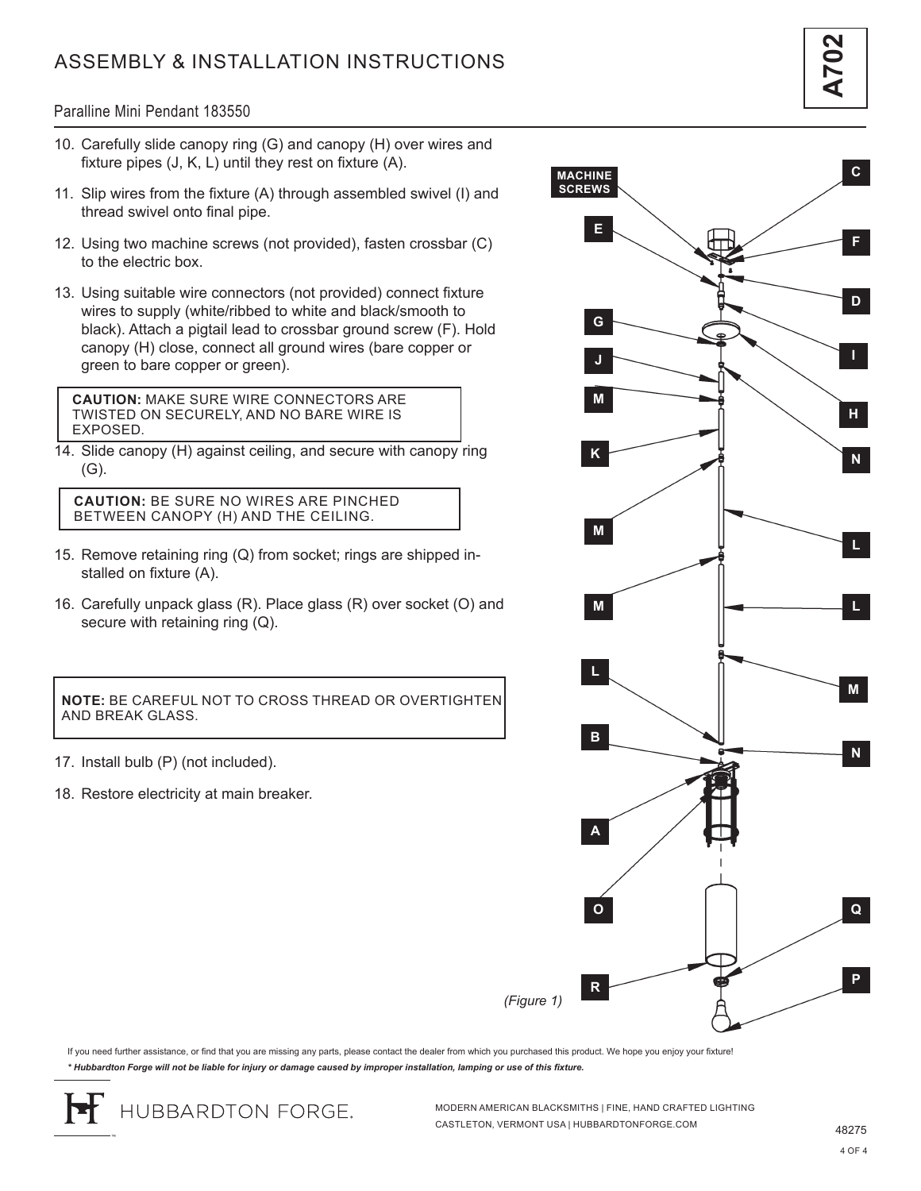# ASSEMBLY & INSTALLATION INSTRUCTIONS

**A702**

Paralline Mini Pendant 183550

10. Carefully slide canopy ring (G) and canopy (H) over wires and fixture pipes (J, K, L) until they rest on fixture (A).
11. Slip wires from the fixture (A) through assembled swivel (I) and thread swivel onto final pipe.
12. Using two machine screws (not provided), fasten crossbar (C) to the electric box.
13. Using suitable wire connectors (not provided) connect fixture wires to supply (white/ribbed to white and black/smooth to black). Attach a pigtail lead to crossbar ground screw (F). Hold canopy (H) close, connect all ground wires (bare copper or green to bare copper or green).

**CAUTION:** MAKE SURE WIRE CONNECTORS ARE TWISTED ON SECURELY, AND NO BARE WIRE IS EXPOSED.

14. Slide canopy (H) against ceiling, and secure with canopy ring (G).

**CAUTION:** BE SURE NO WIRES ARE PINCHED BETWEEN CANOPY (H) AND THE CEILING.

15. Remove retaining ring (Q) from socket; rings are shipped installed on fixture (A).
16. Carefully unpack glass (R). Place glass (R) over socket (O) and secure with retaining ring (Q).

**NOTE:** BE CAREFUL NOT TO CROSS THREAD OR OVERTIGHTEN AND BREAK GLASS.

17. Install bulb (P) (not included).
18. Restore electricity at main breaker.

MACHINE SCREWS
C
E
F
D
G
I
J
H
M
K
N
M
L
M
L
L
M
B
N
A
O
Q
R
P

*(Figure 1)*

If you need further assistance, or find that you are missing any parts, please contact the dealer from which you purchased this product. We hope you enjoy your fixture!

***\* Hubbardton Forge will not be liable for injury or damage caused by improper installation, lamping or use of this fixture.***

HUBBARDTON FORGE.

MODERN AMERICAN BLACKSMITHS | FINE, HAND CRAFTED LIGHTING
CASTLETON, VERMONT USA | HUBBARDTONFORGE.COM

48275